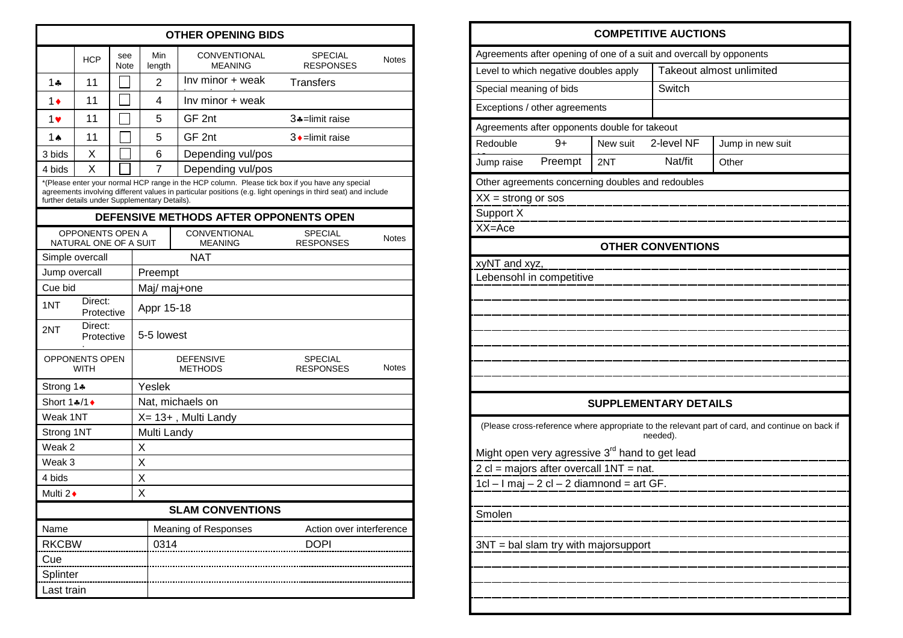## OTHER OPENING BIDS

| | HCP | see Note | Min length | CONVENTIONAL MEANING | SPECIAL RESPONSES | Notes |
|---|---|---|---|---|---|---|
| 1♣ | 11 | | 2 | Inv minor + weak | Transfers | |
| 1♦ | 11 | | 4 | Inv minor + weak | | |
| 1♥ | 11 | | 5 | GF 2nt | 3♣=limit raise | |
| 1♠ | 11 | | 5 | GF 2nt | 3♦=limit raise | |
| 3 bids | X | | 6 | Depending vul/pos | | |
| 4 bids | X | | 7 | Depending vul/pos | | |

*(Please enter your normal HCP range in the HCP column. Please tick box if you have any special agreements involving different values in particular positions (e.g. light openings in third seat) and include further details under Supplementary Details).

## DEFENSIVE METHODS AFTER OPPONENTS OPEN

| OPPONENTS OPEN A NATURAL ONE OF A SUIT | | CONVENTIONAL MEANING | SPECIAL RESPONSES | Notes |
|---|---|---|---|---|
| Simple overcall | | NAT | | |
| Jump overcall | | Preempt | | |
| Cue bid | | Maj/ maj+one | | |
| 1NT | Direct: Protective | Appr 15-18 | | |
| 2NT | Direct: Protective | 5-5 lowest | | |

| OPPONENTS OPEN WITH | DEFENSIVE METHODS | SPECIAL RESPONSES | Notes |
|---|---|---|---|
| Strong 1♣ | Yeslek | | |
| Short 1♣/1♦ | Nat, michaels on | | |
| Weak 1NT | X= 13+ , Multi Landy | | |
| Strong 1NT | Multi Landy | | |
| Weak 2 | X | | |
| Weak 3 | X | | |
| 4 bids | X | | |
| Multi 2♦ | X | | |

## SLAM CONVENTIONS

| Name | Meaning of Responses | Action over interference |
|---|---|---|
| RKCBW | 0314 | DOPI |
| Cue | | |
| Splinter | | |
| Last train | | |

## COMPETITIVE AUCTIONS

Agreements after opening of one of a suit and overcall by opponents

| | |
|---|---|
| Level to which negative doubles apply | Takeout almost unlimited |
| Special meaning of bids | Switch |
| Exceptions / other agreements | |

Agreements after opponents double for takeout

| | | | | |
|---|---|---|---|---|
| Redouble | 9+ | New suit | 2-level NF | Jump in new suit |
| Jump raise | Preempt | 2NT | Nat/fit | Other |

Other agreements concerning doubles and redoubles

XX = strong or sos

Support X

XX=Ace

## OTHER CONVENTIONS

xyNT and xyz,

Lebensohl in competitive

## SUPPLEMENTARY DETAILS

(Please cross-reference where appropriate to the relevant part of card, and continue on back if needed).

Might open very agressive 3rd hand to get lead

2 cl = majors after overcall 1NT = nat.

1cl – I maj – 2 cl – 2 diamnond = art GF.

Smolen

3NT = bal slam try with majorsupport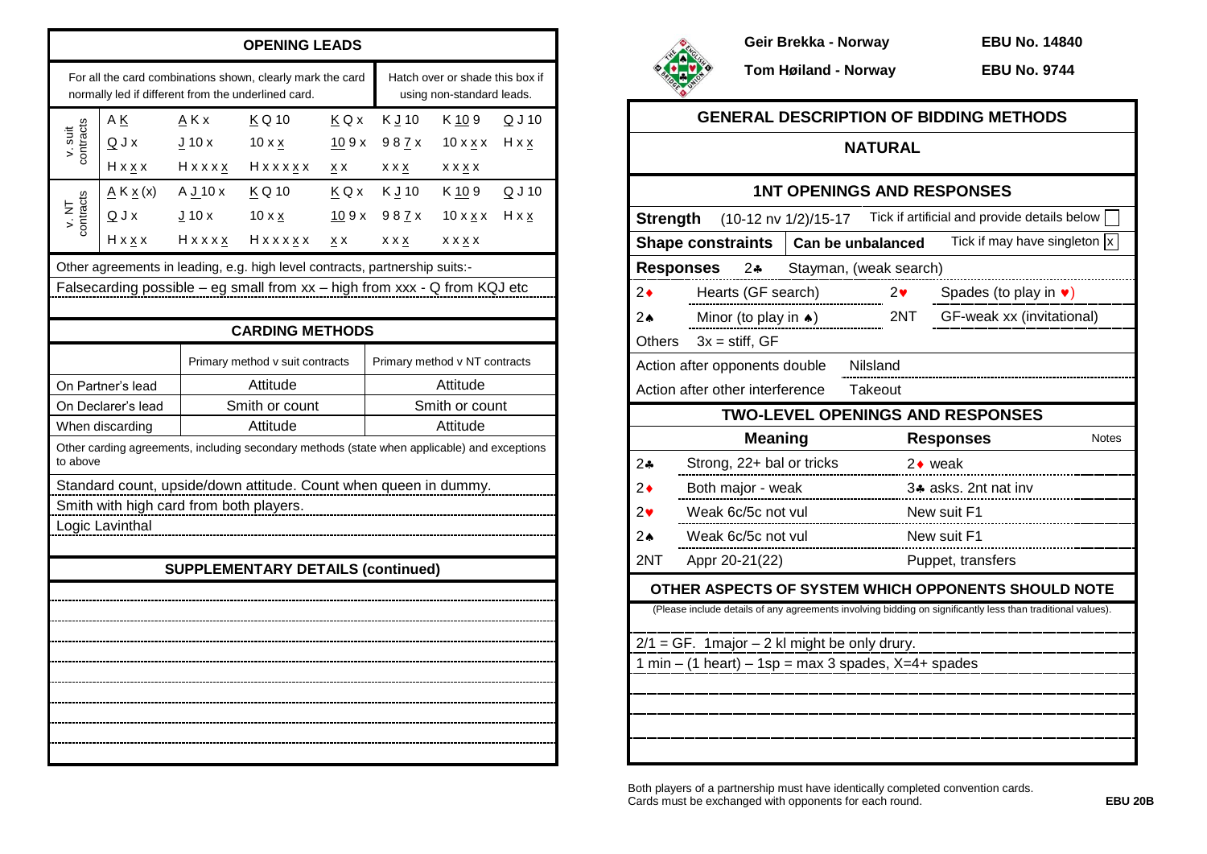## OPENING LEADS

| For all the card combinations shown, clearly mark the card normally led if different from the underlined card. | | | | | | | Hatch over or shade this box if using non-standard leads. |
|---|---|---|---|---|---|---|---|
| v. suit contracts | A K | A K x | K Q 10 | K Q x | K J 10 | K 10 9 | Q J 10 |
| | Q J x | J 10 x | 10 x x | 10 9 x | 9 8 7 x | 10 x x x | H x x |
| | H x x x | H x x x x | H x x x x x | x x | x x x | x x x x | |
| v. NT contracts | A K x (x) | A J 10 x | K Q 10 | K Q x | K J 10 | K 10 9 | Q J 10 |
| | Q J x | J 10 x | 10 x x | 10 9 x | 9 8 7 x | 10 x x x | H x x |
| | H x x x | H x x x x | H x x x x x | x x | x x x | x x x x | |

Other agreements in leading, e.g. high level contracts, partnership suits:-

Falsecarding possible – eg small from xx – high from xxx - Q from KQJ etc

## CARDING METHODS

| | Primary method v suit contracts | Primary method v NT contracts |
|---|---|---|
| On Partner's lead | Attitude | Attitude |
| On Declarer's lead | Smith or count | Smith or count |
| When discarding | Attitude | Attitude |

Other carding agreements, including secondary methods (state when applicable) and exceptions to above

Standard count, upside/down attitude. Count when queen in dummy.

Smith with high card from both players.

Logic Lavinthal

## SUPPLEMENTARY DETAILS (continued)

Geir Brekka - Norway EBU No. 14840

Tom Høiland - Norway EBU No. 9744

## GENERAL DESCRIPTION OF BIDDING METHODS

**NATURAL**

## 1NT OPENINGS AND RESPONSES

**Strength** (10-12 nv 1/2)/15-17 Tick if artificial and provide details below [ ]

**Shape constraints** **Can be unbalanced** Tick if may have singleton [x]

**Responses** 2♣ Stayman, (weak search)

| | | | |
|---|---|---|---|
| 2♦ | Hearts (GF search) | 2♥ | Spades (to play in ♥) |
| 2♠ | Minor (to play in ♠) | 2NT | GF-weak xx (invitational) |

Others 3x = stiff, GF

Action after opponents double: Nilsland

Action after other interference: Takeout

## TWO-LEVEL OPENINGS AND RESPONSES

| | Meaning | Responses | Notes |
|---|---|---|---|
| 2♣ | Strong, 22+ bal or tricks | 2♦ weak | |
| 2♦ | Both major - weak | 3♣ asks. 2nt nat inv | |
| 2♥ | Weak 6c/5c not vul | New suit F1 | |
| 2♠ | Weak 6c/5c not vul | New suit F1 | |
| 2NT | Appr 20-21(22) | Puppet, transfers | |

## OTHER ASPECTS OF SYSTEM WHICH OPPONENTS SHOULD NOTE

(Please include details of any agreements involving bidding on significantly less than traditional values).

2/1 = GF. 1major – 2 kl might be only drury.

1 min – (1 heart) – 1sp = max 3 spades, X=4+ spades

Both players of a partnership must have identically completed convention cards.
Cards must be exchanged with opponents for each round.

EBU 20B